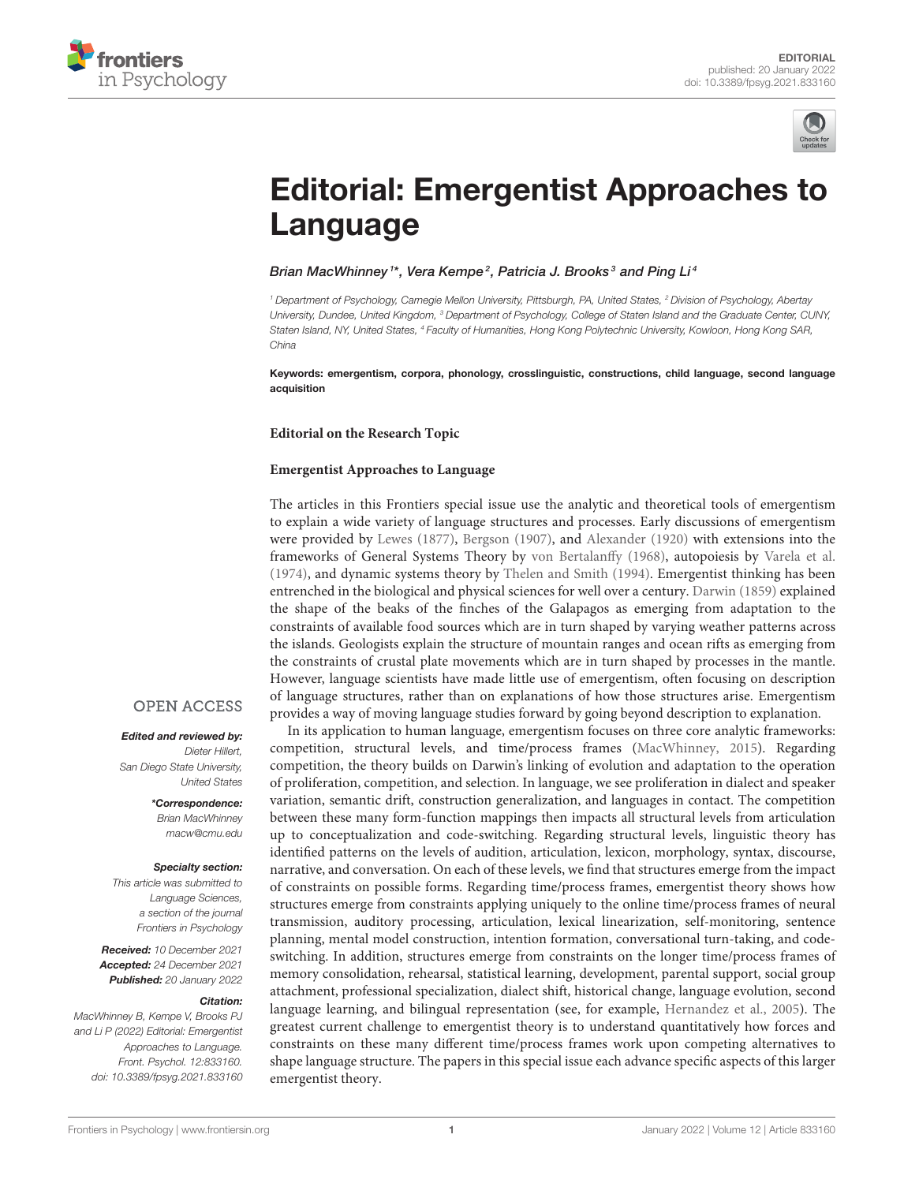EDITORIAL
published: 20 January 2022
doi: 10.3389/fpsyg.2021.833160

# Editorial: Emergentist Approaches to Language

*Brian MacWhinney[1]\*, Vera Kempe[2], Patricia J. Brooks[3] and Ping Li[4]*

[1] Department of Psychology, Carnegie Mellon University, Pittsburgh, PA, United States, [2] Division of Psychology, Abertay University, Dundee, United Kingdom, [3] Department of Psychology, College of Staten Island and the Graduate Center, CUNY, Staten Island, NY, United States, [4] Faculty of Humanities, Hong Kong Polytechnic University, Kowloon, Hong Kong SAR, China

**Keywords: emergentism, corpora, phonology, crosslinguistic, constructions, child language, second language acquisition**

**Editorial on the Research Topic**

**Emergentist Approaches to Language**

The articles in this Frontiers special issue use the analytic and theoretical tools of emergentism to explain a wide variety of language structures and processes. Early discussions of emergentism were provided by Lewes (1877), Bergson (1907), and Alexander (1920) with extensions into the frameworks of General Systems Theory by von Bertalanffy (1968), autopoiesis by Varela et al. (1974), and dynamic systems theory by Thelen and Smith (1994). Emergentist thinking has been entrenched in the biological and physical sciences for well over a century. Darwin (1859) explained the shape of the beaks of the finches of the Galapagos as emerging from adaptation to the constraints of available food sources which are in turn shaped by varying weather patterns across the islands. Geologists explain the structure of mountain ranges and ocean rifts as emerging from the constraints of crustal plate movements which are in turn shaped by processes in the mantle. However, language scientists have made little use of emergentism, often focusing on description of language structures, rather than on explanations of how those structures arise. Emergentism provides a way of moving language studies forward by going beyond description to explanation.

In its application to human language, emergentism focuses on three core analytic frameworks: competition, structural levels, and time/process frames (MacWhinney, 2015). Regarding competition, the theory builds on Darwin's linking of evolution and adaptation to the operation of proliferation, competition, and selection. In language, we see proliferation in dialect and speaker variation, semantic drift, construction generalization, and languages in contact. The competition between these many form-function mappings then impacts all structural levels from articulation up to conceptualization and code-switching. Regarding structural levels, linguistic theory has identified patterns on the levels of audition, articulation, lexicon, morphology, syntax, discourse, narrative, and conversation. On each of these levels, we find that structures emerge from the impact of constraints on possible forms. Regarding time/process frames, emergentist theory shows how structures emerge from constraints applying uniquely to the online time/process frames of neural transmission, auditory processing, articulation, lexical linearization, self-monitoring, sentence planning, mental model construction, intention formation, conversational turn-taking, and code-switching. In addition, structures emerge from constraints on the longer time/process frames of memory consolidation, rehearsal, statistical learning, development, parental support, social group attachment, professional specialization, dialect shift, historical change, language evolution, second language learning, and bilingual representation (see, for example, Hernandez et al., 2005). The greatest current challenge to emergentist theory is to understand quantitatively how forces and constraints on these many different time/process frames work upon competing alternatives to shape language structure. The papers in this special issue each advance specific aspects of this larger emergentist theory.

OPEN ACCESS

***Edited and reviewed by:***
Dieter Hillert,
San Diego State University,
United States

***\*Correspondence:***
Brian MacWhinney
macw@cmu.edu

***Specialty section:***
This article was submitted to Language Sciences, a section of the journal Frontiers in Psychology

***Received:*** 10 December 2021
***Accepted:*** 24 December 2021
***Published:*** 20 January 2022

***Citation:***
MacWhinney B, Kempe V, Brooks PJ and Li P (2022) Editorial: Emergentist Approaches to Language. Front. Psychol. 12:833160. doi: 10.3389/fpsyg.2021.833160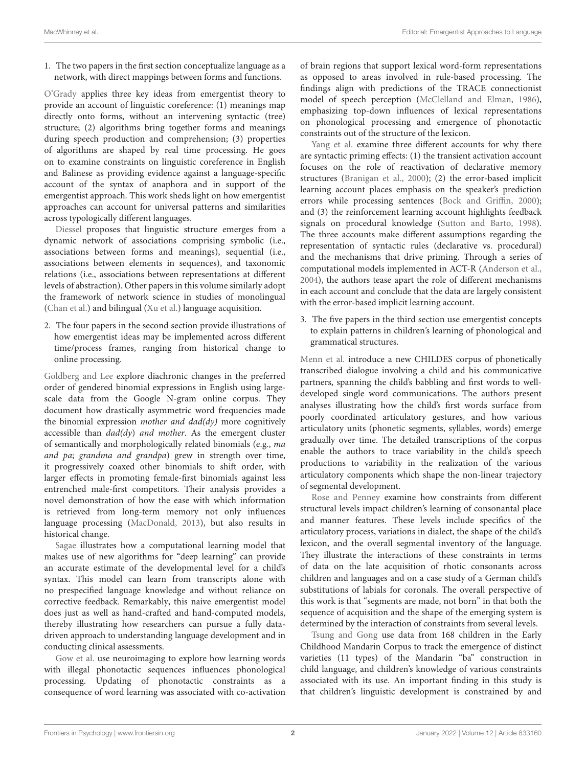1. The two papers in the first section conceptualize language as a network, with direct mappings between forms and functions.

O'Grady applies three key ideas from emergentist theory to provide an account of linguistic coreference: (1) meanings map directly onto forms, without an intervening syntactic (tree) structure; (2) algorithms bring together forms and meanings during speech production and comprehension; (3) properties of algorithms are shaped by real time processing. He goes on to examine constraints on linguistic coreference in English and Balinese as providing evidence against a language-specific account of the syntax of anaphora and in support of the emergentist approach. This work sheds light on how emergentist approaches can account for universal patterns and similarities across typologically different languages.

Diessel proposes that linguistic structure emerges from a dynamic network of associations comprising symbolic (i.e., associations between forms and meanings), sequential (i.e., associations between elements in sequences), and taxonomic relations (i.e., associations between representations at different levels of abstraction). Other papers in this volume similarly adopt the framework of network science in studies of monolingual (Chan et al.) and bilingual (Xu et al.) language acquisition.

2. The four papers in the second section provide illustrations of how emergentist ideas may be implemented across different time/process frames, ranging from historical change to online processing.

Goldberg and Lee explore diachronic changes in the preferred order of gendered binomial expressions in English using large-scale data from the Google N-gram online corpus. They document how drastically asymmetric word frequencies made the binomial expression *mother and dad(dy)* more cognitively accessible than *dad(dy) and mother*. As the emergent cluster of semantically and morphologically related binomials (e.g., *ma and pa*; *grandma and grandpa*) grew in strength over time, it progressively coaxed other binomials to shift order, with larger effects in promoting female-first binomials against less entrenched male-first competitors. Their analysis provides a novel demonstration of how the ease with which information is retrieved from long-term memory not only influences language processing (MacDonald, 2013), but also results in historical change.

Sagae illustrates how a computational learning model that makes use of new algorithms for "deep learning" can provide an accurate estimate of the developmental level for a child's syntax. This model can learn from transcripts alone with no prespecified language knowledge and without reliance on corrective feedback. Remarkably, this naive emergentist model does just as well as hand-crafted and hand-computed models, thereby illustrating how researchers can pursue a fully data-driven approach to understanding language development and in conducting clinical assessments.

Gow et al. use neuroimaging to explore how learning words with illegal phonotactic sequences influences phonological processing. Updating of phonotactic constraints as a consequence of word learning was associated with co-activation of brain regions that support lexical word-form representations as opposed to areas involved in rule-based processing. The findings align with predictions of the TRACE connectionist model of speech perception (McClelland and Elman, 1986), emphasizing top-down influences of lexical representations on phonological processing and emergence of phonotactic constraints out of the structure of the lexicon.

Yang et al. examine three different accounts for why there are syntactic priming effects: (1) the transient activation account focuses on the role of reactivation of declarative memory structures (Branigan et al., 2000); (2) the error-based implicit learning account places emphasis on the speaker's prediction errors while processing sentences (Bock and Griffin, 2000); and (3) the reinforcement learning account highlights feedback signals on procedural knowledge (Sutton and Barto, 1998). The three accounts make different assumptions regarding the representation of syntactic rules (declarative vs. procedural) and the mechanisms that drive priming. Through a series of computational models implemented in ACT-R (Anderson et al., 2004), the authors tease apart the role of different mechanisms in each account and conclude that the data are largely consistent with the error-based implicit learning account.

3. The five papers in the third section use emergentist concepts to explain patterns in children's learning of phonological and grammatical structures.

Menn et al. introduce a new CHILDES corpus of phonetically transcribed dialogue involving a child and his communicative partners, spanning the child's babbling and first words to well-developed single word communications. The authors present analyses illustrating how the child's first words surface from poorly coordinated articulatory gestures, and how various articulatory units (phonetic segments, syllables, words) emerge gradually over time. The detailed transcriptions of the corpus enable the authors to trace variability in the child's speech productions to variability in the realization of the various articulatory components which shape the non-linear trajectory of segmental development.

Rose and Penney examine how constraints from different structural levels impact children's learning of consonantal place and manner features. These levels include specifics of the articulatory process, variations in dialect, the shape of the child's lexicon, and the overall segmental inventory of the language. They illustrate the interactions of these constraints in terms of data on the late acquisition of rhotic consonants across children and languages and on a case study of a German child's substitutions of labials for coronals. The overall perspective of this work is that "segments are made, not born" in that both the sequence of acquisition and the shape of the emerging system is determined by the interaction of constraints from several levels.

Tsung and Gong use data from 168 children in the Early Childhood Mandarin Corpus to track the emergence of distinct varieties (11 types) of the Mandarin "ba" construction in child language, and children's knowledge of various constraints associated with its use. An important finding in this study is that children's linguistic development is constrained by and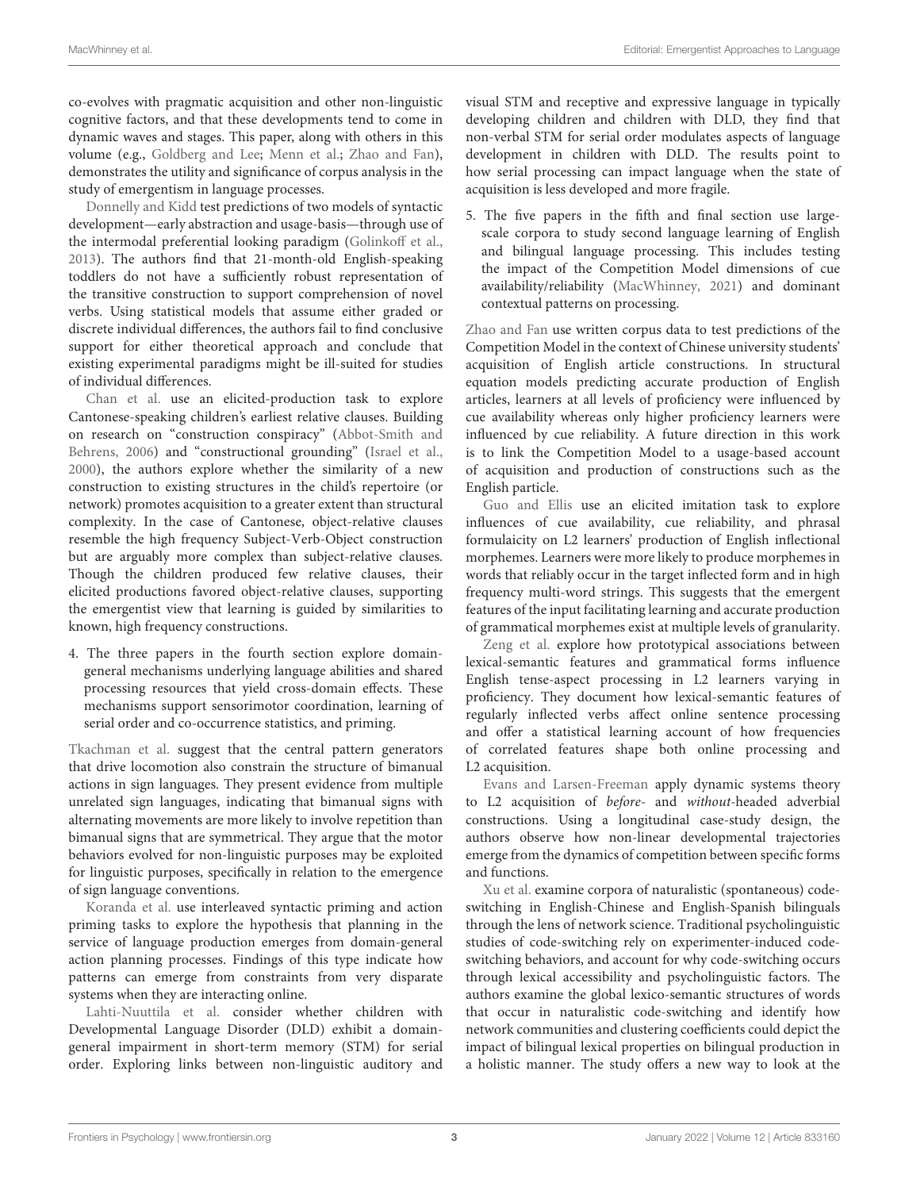co-evolves with pragmatic acquisition and other non-linguistic cognitive factors, and that these developments tend to come in dynamic waves and stages. This paper, along with others in this volume (e.g., Goldberg and Lee; Menn et al.; Zhao and Fan), demonstrates the utility and significance of corpus analysis in the study of emergentism in language processes.

Donnelly and Kidd test predictions of two models of syntactic development—early abstraction and usage-basis—through use of the intermodal preferential looking paradigm (Golinkoff et al., 2013). The authors find that 21-month-old English-speaking toddlers do not have a sufficiently robust representation of the transitive construction to support comprehension of novel verbs. Using statistical models that assume either graded or discrete individual differences, the authors fail to find conclusive support for either theoretical approach and conclude that existing experimental paradigms might be ill-suited for studies of individual differences.

Chan et al. use an elicited-production task to explore Cantonese-speaking children's earliest relative clauses. Building on research on "construction conspiracy" (Abbot-Smith and Behrens, 2006) and "constructional grounding" (Israel et al., 2000), the authors explore whether the similarity of a new construction to existing structures in the child's repertoire (or network) promotes acquisition to a greater extent than structural complexity. In the case of Cantonese, object-relative clauses resemble the high frequency Subject-Verb-Object construction but are arguably more complex than subject-relative clauses. Though the children produced few relative clauses, their elicited productions favored object-relative clauses, supporting the emergentist view that learning is guided by similarities to known, high frequency constructions.

4. The three papers in the fourth section explore domain-general mechanisms underlying language abilities and shared processing resources that yield cross-domain effects. These mechanisms support sensorimotor coordination, learning of serial order and co-occurrence statistics, and priming.

Tkachman et al. suggest that the central pattern generators that drive locomotion also constrain the structure of bimanual actions in sign languages. They present evidence from multiple unrelated sign languages, indicating that bimanual signs with alternating movements are more likely to involve repetition than bimanual signs that are symmetrical. They argue that the motor behaviors evolved for non-linguistic purposes may be exploited for linguistic purposes, specifically in relation to the emergence of sign language conventions.

Koranda et al. use interleaved syntactic priming and action priming tasks to explore the hypothesis that planning in the service of language production emerges from domain-general action planning processes. Findings of this type indicate how patterns can emerge from constraints from very disparate systems when they are interacting online.

Lahti-Nuuttila et al. consider whether children with Developmental Language Disorder (DLD) exhibit a domain-general impairment in short-term memory (STM) for serial order. Exploring links between non-linguistic auditory and visual STM and receptive and expressive language in typically developing children and children with DLD, they find that non-verbal STM for serial order modulates aspects of language development in children with DLD. The results point to how serial processing can impact language when the state of acquisition is less developed and more fragile.

5. The five papers in the fifth and final section use large-scale corpora to study second language learning of English and bilingual language processing. This includes testing the impact of the Competition Model dimensions of cue availability/reliability (MacWhinney, 2021) and dominant contextual patterns on processing.

Zhao and Fan use written corpus data to test predictions of the Competition Model in the context of Chinese university students' acquisition of English article constructions. In structural equation models predicting accurate production of English articles, learners at all levels of proficiency were influenced by cue availability whereas only higher proficiency learners were influenced by cue reliability. A future direction in this work is to link the Competition Model to a usage-based account of acquisition and production of constructions such as the English particle.

Guo and Ellis use an elicited imitation task to explore influences of cue availability, cue reliability, and phrasal formulaicity on L2 learners' production of English inflectional morphemes. Learners were more likely to produce morphemes in words that reliably occur in the target inflected form and in high frequency multi-word strings. This suggests that the emergent features of the input facilitating learning and accurate production of grammatical morphemes exist at multiple levels of granularity.

Zeng et al. explore how prototypical associations between lexical-semantic features and grammatical forms influence English tense-aspect processing in L2 learners varying in proficiency. They document how lexical-semantic features of regularly inflected verbs affect online sentence processing and offer a statistical learning account of how frequencies of correlated features shape both online processing and L2 acquisition.

Evans and Larsen-Freeman apply dynamic systems theory to L2 acquisition of *before*- and *without*-headed adverbial constructions. Using a longitudinal case-study design, the authors observe how non-linear developmental trajectories emerge from the dynamics of competition between specific forms and functions.

Xu et al. examine corpora of naturalistic (spontaneous) code-switching in English-Chinese and English-Spanish bilinguals through the lens of network science. Traditional psycholinguistic studies of code-switching rely on experimenter-induced code-switching behaviors, and account for why code-switching occurs through lexical accessibility and psycholinguistic factors. The authors examine the global lexico-semantic structures of words that occur in naturalistic code-switching and identify how network communities and clustering coefficients could depict the impact of bilingual lexical properties on bilingual production in a holistic manner. The study offers a new way to look at the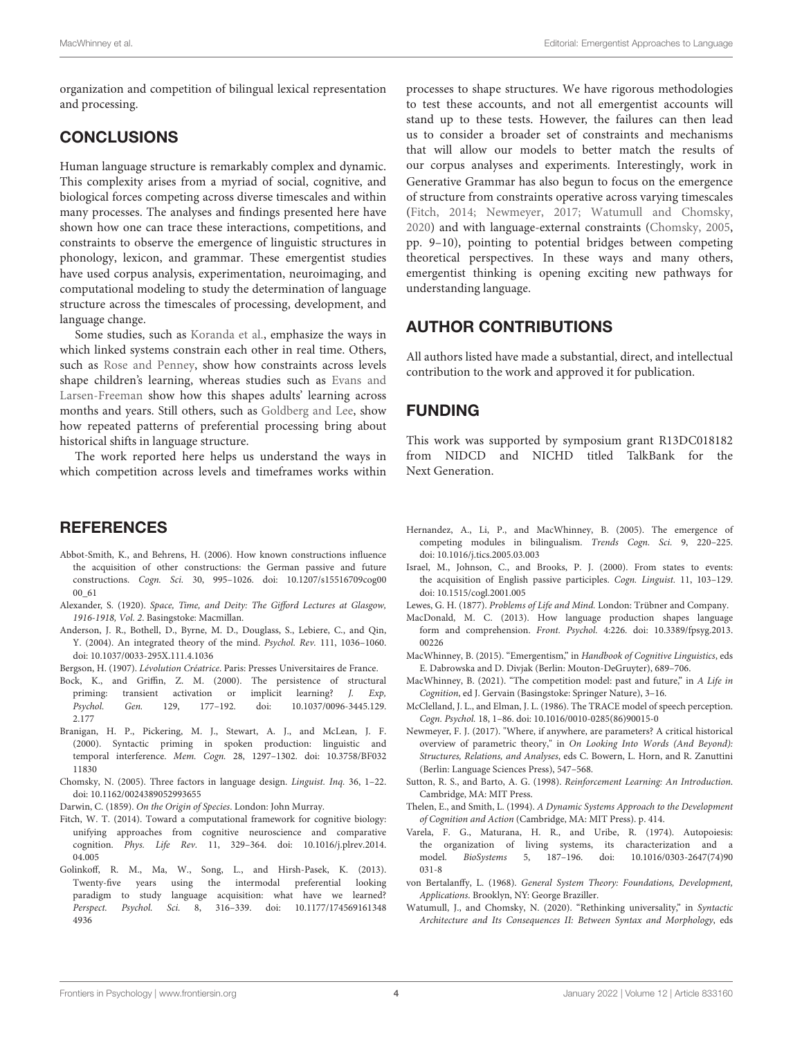organization and competition of bilingual lexical representation and processing.

## CONCLUSIONS

Human language structure is remarkably complex and dynamic. This complexity arises from a myriad of social, cognitive, and biological forces competing across diverse timescales and within many processes. The analyses and findings presented here have shown how one can trace these interactions, competitions, and constraints to observe the emergence of linguistic structures in phonology, lexicon, and grammar. These emergentist studies have used corpus analysis, experimentation, neuroimaging, and computational modeling to study the determination of language structure across the timescales of processing, development, and language change.

Some studies, such as Koranda et al., emphasize the ways in which linked systems constrain each other in real time. Others, such as Rose and Penney, show how constraints across levels shape children's learning, whereas studies such as Evans and Larsen-Freeman show how this shapes adults' learning across months and years. Still others, such as Goldberg and Lee, show how repeated patterns of preferential processing bring about historical shifts in language structure.

The work reported here helps us understand the ways in which competition across levels and timeframes works within processes to shape structures. We have rigorous methodologies to test these accounts, and not all emergentist accounts will stand up to these tests. However, the failures can then lead us to consider a broader set of constraints and mechanisms that will allow our models to better match the results of our corpus analyses and experiments. Interestingly, work in Generative Grammar has also begun to focus on the emergence of structure from constraints operative across varying timescales (Fitch, 2014; Newmeyer, 2017; Watumull and Chomsky, 2020) and with language-external constraints (Chomsky, 2005, pp. 9–10), pointing to potential bridges between competing theoretical perspectives. In these ways and many others, emergentist thinking is opening exciting new pathways for understanding language.

## AUTHOR CONTRIBUTIONS

All authors listed have made a substantial, direct, and intellectual contribution to the work and approved it for publication.

## FUNDING

This work was supported by symposium grant R13DC018182 from NIDCD and NICHD titled TalkBank for the Next Generation.

## REFERENCES

Abbot-Smith, K., and Behrens, H. (2006). How known constructions influence the acquisition of other constructions: the German passive and future constructions. *Cogn. Sci.* 30, 995–1026. doi: 10.1207/s15516709cog0000_61

Alexander, S. (1920). *Space, Time, and Deity: The Gifford Lectures at Glasgow, 1916-1918, Vol. 2*. Basingstoke: Macmillan.

Anderson, J. R., Bothell, D., Byrne, M. D., Douglass, S., Lebiere, C., and Qin, Y. (2004). An integrated theory of the mind. *Psychol. Rev.* 111, 1036–1060. doi: 10.1037/0033-295X.111.4.1036

Bergson, H. (1907). *Lévolution Créatrice*. Paris: Presses Universitaires de France.

Bock, K., and Griffin, Z. M. (2000). The persistence of structural priming: transient activation or implicit learning? *J. Exp, Psychol. Gen.* 129, 177–192. doi: 10.1037/0096-3445.129.2.177

Branigan, H. P., Pickering, M. J., Stewart, A. J., and McLean, J. F. (2000). Syntactic priming in spoken production: linguistic and temporal interference. *Mem. Cogn.* 28, 1297–1302. doi: 10.3758/BF03211830

Chomsky, N. (2005). Three factors in language design. *Linguist. Inq.* 36, 1–22. doi: 10.1162/0024389052993655

Darwin, C. (1859). *On the Origin of Species*. London: John Murray.

Fitch, W. T. (2014). Toward a computational framework for cognitive biology: unifying approaches from cognitive neuroscience and comparative cognition. *Phys. Life Rev.* 11, 329–364. doi: 10.1016/j.plrev.2014.04.005

Golinkoff, R. M., Ma, W., Song, L., and Hirsh-Pasek, K. (2013). Twenty-five years using the intermodal preferential looking paradigm to study language acquisition: what have we learned? *Perspect. Psychol. Sci.* 8, 316–339. doi: 10.1177/1745691613484936

Hernandez, A., Li, P., and MacWhinney, B. (2005). The emergence of competing modules in bilingualism. *Trends Cogn. Sci.* 9, 220–225. doi: 10.1016/j.tics.2005.03.003

Israel, M., Johnson, C., and Brooks, P. J. (2000). From states to events: the acquisition of English passive participles. *Cogn. Linguist.* 11, 103–129. doi: 10.1515/cogl.2001.005

Lewes, G. H. (1877). *Problems of Life and Mind*. London: Trübner and Company.

MacDonald, M. C. (2013). How language production shapes language form and comprehension. *Front. Psychol.* 4:226. doi: 10.3389/fpsyg.2013.00226

MacWhinney, B. (2015). "Emergentism," in *Handbook of Cognitive Linguistics*, eds E. Dabrowska and D. Divjak (Berlin: Mouton-DeGruyter), 689–706.

MacWhinney, B. (2021). "The competition model: past and future," in *A Life in Cognition*, ed J. Gervain (Basingstoke: Springer Nature), 3–16.

McClelland, J. L., and Elman, J. L. (1986). The TRACE model of speech perception. *Cogn. Psychol.* 18, 1–86. doi: 10.1016/0010-0285(86)90015-0

Newmeyer, F. J. (2017). "Where, if anywhere, are parameters? A critical historical overview of parametric theory," in *On Looking Into Words (And Beyond): Structures, Relations, and Analyses*, eds C. Bowern, L. Horn, and R. Zanuttini (Berlin: Language Sciences Press), 547–568.

Sutton, R. S., and Barto, A. G. (1998). *Reinforcement Learning: An Introduction*. Cambridge, MA: MIT Press.

Thelen, E., and Smith, L. (1994). *A Dynamic Systems Approach to the Development of Cognition and Action* (Cambridge, MA: MIT Press). p. 414.

Varela, F. G., Maturana, H. R., and Uribe, R. (1974). Autopoiesis: the organization of living systems, its characterization and a model. *BioSystems* 5, 187–196. doi: 10.1016/0303-2647(74)90031-8

von Bertalanffy, L. (1968). *General System Theory: Foundations, Development, Applications*. Brooklyn, NY: George Braziller.

Watumull, J., and Chomsky, N. (2020). "Rethinking universality," in *Syntactic Architecture and Its Consequences II: Between Syntax and Morphology*, eds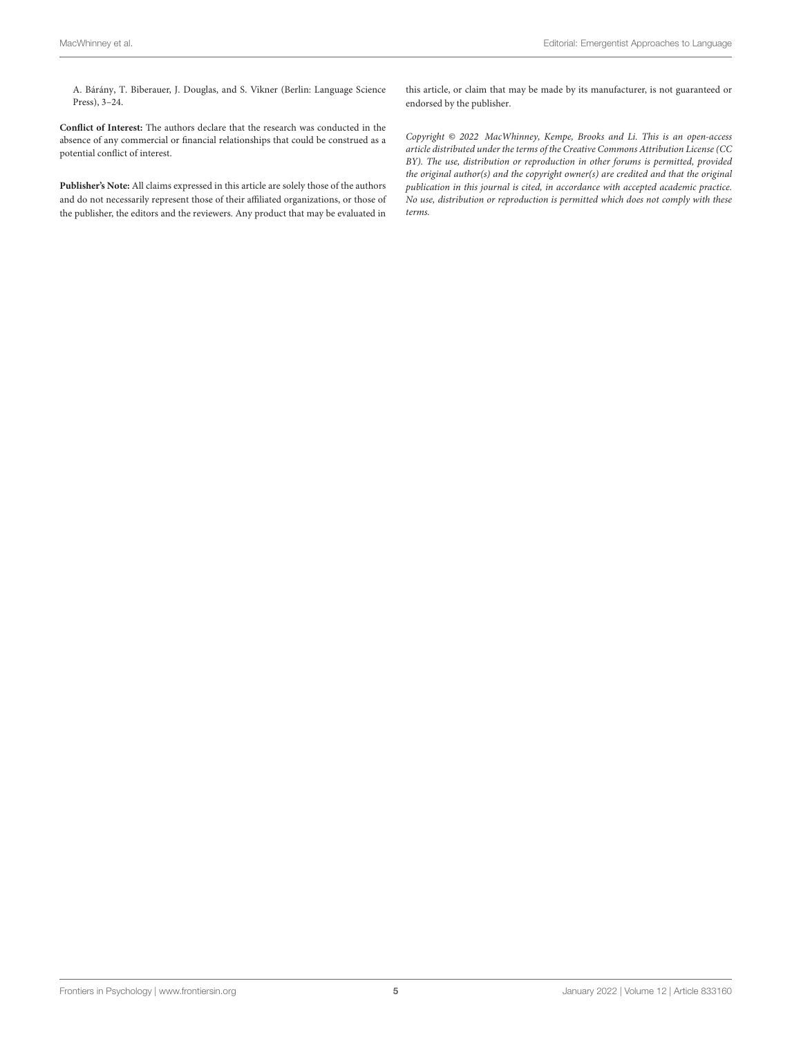A. Bárány, T. Biberauer, J. Douglas, and S. Vikner (Berlin: Language Science Press), 3–24.

**Conflict of Interest:** The authors declare that the research was conducted in the absence of any commercial or financial relationships that could be construed as a potential conflict of interest.

**Publisher's Note:** All claims expressed in this article are solely those of the authors and do not necessarily represent those of their affiliated organizations, or those of the publisher, the editors and the reviewers. Any product that may be evaluated in this article, or claim that may be made by its manufacturer, is not guaranteed or endorsed by the publisher.

*Copyright © 2022 MacWhinney, Kempe, Brooks and Li. This is an open-access article distributed under the terms of the Creative Commons Attribution License (CC BY). The use, distribution or reproduction in other forums is permitted, provided the original author(s) and the copyright owner(s) are credited and that the original publication in this journal is cited, in accordance with accepted academic practice. No use, distribution or reproduction is permitted which does not comply with these terms.*